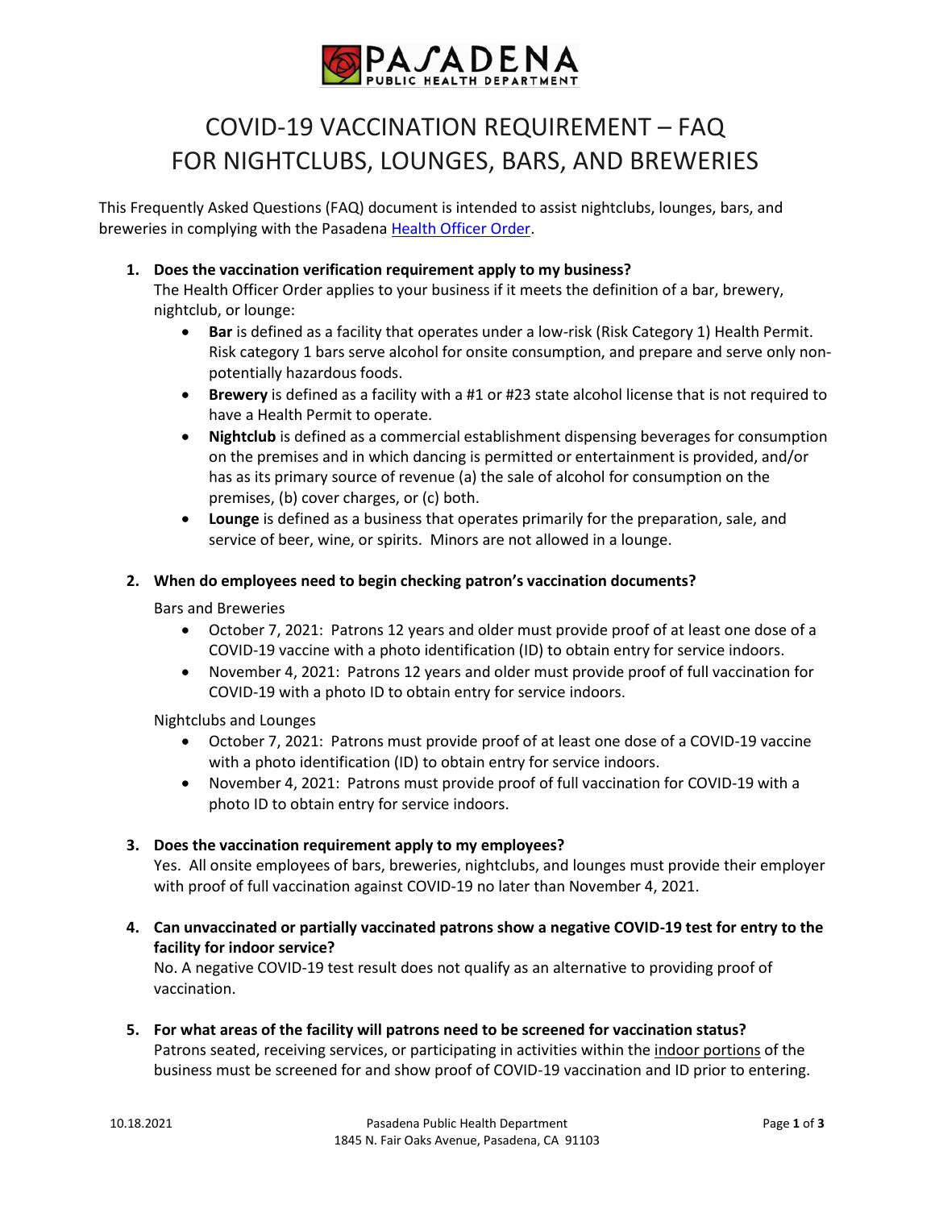# COVID-19 VACCINATION REQUIREMENT – FAQ FOR NIGHTCLUBS, LOUNGES, BARS, AND BREWERIES

This Frequently Asked Questions (FAQ) document is intended to assist nightclubs, lounges, bars, and breweries in complying with the Pasadena Health Officer Order.

1. **Does the vaccination verification requirement apply to my business?**
   The Health Officer Order applies to your business if it meets the definition of a bar, brewery, nightclub, or lounge:
   - **Bar** is defined as a facility that operates under a low-risk (Risk Category 1) Health Permit. Risk category 1 bars serve alcohol for onsite consumption, and prepare and serve only non-potentially hazardous foods.
   - **Brewery** is defined as a facility with a #1 or #23 state alcohol license that is not required to have a Health Permit to operate.
   - **Nightclub** is defined as a commercial establishment dispensing beverages for consumption on the premises and in which dancing is permitted or entertainment is provided, and/or has as its primary source of revenue (a) the sale of alcohol for consumption on the premises, (b) cover charges, or (c) both.
   - **Lounge** is defined as a business that operates primarily for the preparation, sale, and service of beer, wine, or spirits. Minors are not allowed in a lounge.

2. **When do employees need to begin checking patron's vaccination documents?**

   Bars and Breweries
   - October 7, 2021: Patrons 12 years and older must provide proof of at least one dose of a COVID-19 vaccine with a photo identification (ID) to obtain entry for service indoors.
   - November 4, 2021: Patrons 12 years and older must provide proof of full vaccination for COVID-19 with a photo ID to obtain entry for service indoors.

   Nightclubs and Lounges
   - October 7, 2021: Patrons must provide proof of at least one dose of a COVID-19 vaccine with a photo identification (ID) to obtain entry for service indoors.
   - November 4, 2021: Patrons must provide proof of full vaccination for COVID-19 with a photo ID to obtain entry for service indoors.

3. **Does the vaccination requirement apply to my employees?**
   Yes. All onsite employees of bars, breweries, nightclubs, and lounges must provide their employer with proof of full vaccination against COVID-19 no later than November 4, 2021.

4. **Can unvaccinated or partially vaccinated patrons show a negative COVID-19 test for entry to the facility for indoor service?**
   No. A negative COVID-19 test result does not qualify as an alternative to providing proof of vaccination.

5. **For what areas of the facility will patrons need to be screened for vaccination status?**
   Patrons seated, receiving services, or participating in activities within the indoor portions of the business must be screened for and show proof of COVID-19 vaccination and ID prior to entering.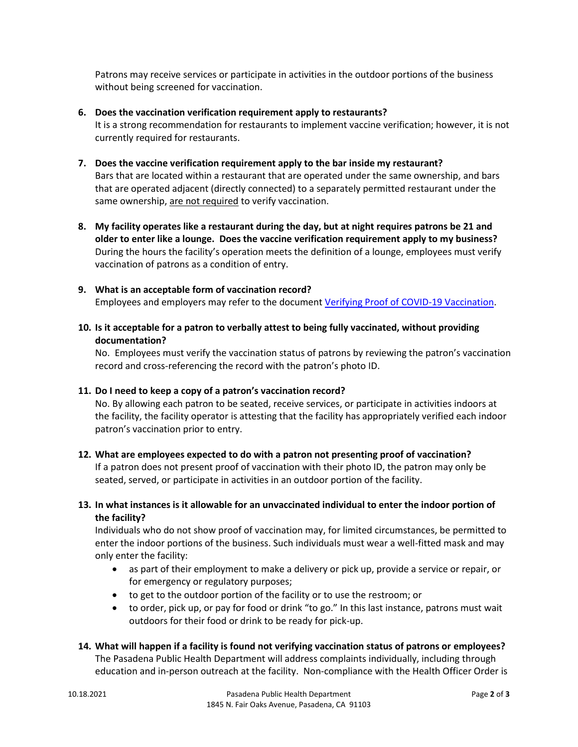Patrons may receive services or participate in activities in the outdoor portions of the business without being screened for vaccination.

6. **Does the vaccination verification requirement apply to restaurants?**
   It is a strong recommendation for restaurants to implement vaccine verification; however, it is not currently required for restaurants.

7. **Does the vaccine verification requirement apply to the bar inside my restaurant?**
   Bars that are located within a restaurant that are operated under the same ownership, and bars that are operated adjacent (directly connected) to a separately permitted restaurant under the same ownership, <u>are not required</u> to verify vaccination.

8. **My facility operates like a restaurant during the day, but at night requires patrons be 21 and older to enter like a lounge. Does the vaccine verification requirement apply to my business?**
   During the hours the facility's operation meets the definition of a lounge, employees must verify vaccination of patrons as a condition of entry.

9. **What is an acceptable form of vaccination record?**
   Employees and employers may refer to the document [Verifying Proof of COVID-19 Vaccination](Verifying Proof of COVID-19 Vaccination).

10. **Is it acceptable for a patron to verbally attest to being fully vaccinated, without providing documentation?**
    No. Employees must verify the vaccination status of patrons by reviewing the patron's vaccination record and cross-referencing the record with the patron's photo ID.

11. **Do I need to keep a copy of a patron's vaccination record?**
    No. By allowing each patron to be seated, receive services, or participate in activities indoors at the facility, the facility operator is attesting that the facility has appropriately verified each indoor patron's vaccination prior to entry.

12. **What are employees expected to do with a patron not presenting proof of vaccination?**
    If a patron does not present proof of vaccination with their photo ID, the patron may only be seated, served, or participate in activities in an outdoor portion of the facility.

13. **In what instances is it allowable for an unvaccinated individual to enter the indoor portion of the facility?**
    Individuals who do not show proof of vaccination may, for limited circumstances, be permitted to enter the indoor portions of the business. Such individuals must wear a well-fitted mask and may only enter the facility:
    - as part of their employment to make a delivery or pick up, provide a service or repair, or for emergency or regulatory purposes;
    - to get to the outdoor portion of the facility or to use the restroom; or
    - to order, pick up, or pay for food or drink "to go." In this last instance, patrons must wait outdoors for their food or drink to be ready for pick-up.

14. **What will happen if a facility is found not verifying vaccination status of patrons or employees?**
    The Pasadena Public Health Department will address complaints individually, including through education and in-person outreach at the facility. Non-compliance with the Health Officer Order is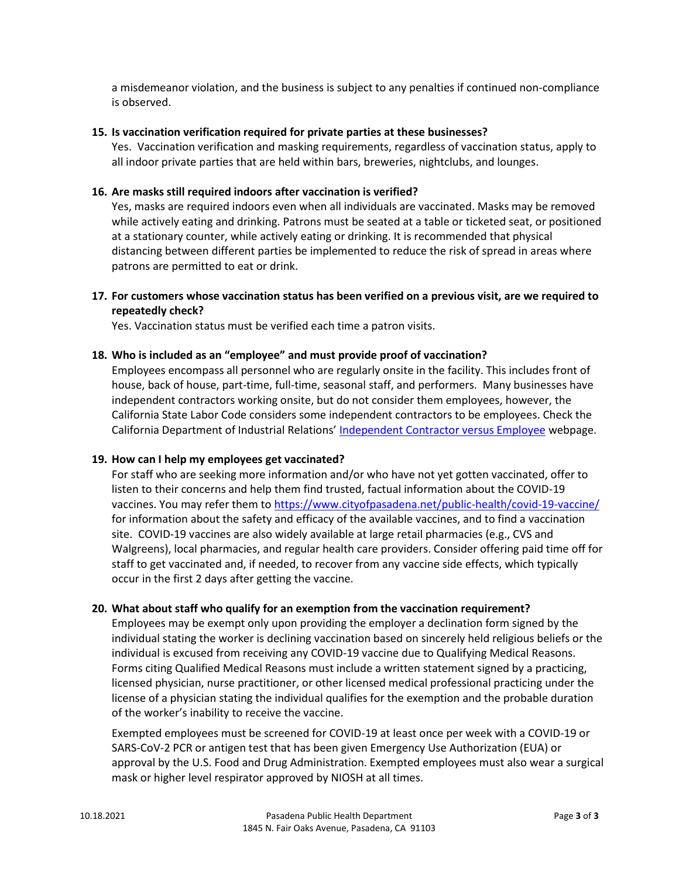a misdemeanor violation, and the business is subject to any penalties if continued non-compliance is observed.

15. **Is vaccination verification required for private parties at these businesses?**
    Yes. Vaccination verification and masking requirements, regardless of vaccination status, apply to all indoor private parties that are held within bars, breweries, nightclubs, and lounges.

16. **Are masks still required indoors after vaccination is verified?**
    Yes, masks are required indoors even when all individuals are vaccinated. Masks may be removed while actively eating and drinking. Patrons must be seated at a table or ticketed seat, or positioned at a stationary counter, while actively eating or drinking. It is recommended that physical distancing between different parties be implemented to reduce the risk of spread in areas where patrons are permitted to eat or drink.

17. **For customers whose vaccination status has been verified on a previous visit, are we required to repeatedly check?**
    Yes. Vaccination status must be verified each time a patron visits.

18. **Who is included as an "employee" and must provide proof of vaccination?**
    Employees encompass all personnel who are regularly onsite in the facility. This includes front of house, back of house, part-time, full-time, seasonal staff, and performers. Many businesses have independent contractors working onsite, but do not consider them employees, however, the California State Labor Code considers some independent contractors to be employees. Check the California Department of Industrial Relations' Independent Contractor versus Employee webpage.

19. **How can I help my employees get vaccinated?**
    For staff who are seeking more information and/or who have not yet gotten vaccinated, offer to listen to their concerns and help them find trusted, factual information about the COVID-19 vaccines. You may refer them to https://www.cityofpasadena.net/public-health/covid-19-vaccine/ for information about the safety and efficacy of the available vaccines, and to find a vaccination site. COVID-19 vaccines are also widely available at large retail pharmacies (e.g., CVS and Walgreens), local pharmacies, and regular health care providers. Consider offering paid time off for staff to get vaccinated and, if needed, to recover from any vaccine side effects, which typically occur in the first 2 days after getting the vaccine.

20. **What about staff who qualify for an exemption from the vaccination requirement?**
    Employees may be exempt only upon providing the employer a declination form signed by the individual stating the worker is declining vaccination based on sincerely held religious beliefs or the individual is excused from receiving any COVID-19 vaccine due to Qualifying Medical Reasons. Forms citing Qualified Medical Reasons must include a written statement signed by a practicing, licensed physician, nurse practitioner, or other licensed medical professional practicing under the license of a physician stating the individual qualifies for the exemption and the probable duration of the worker's inability to receive the vaccine.

    Exempted employees must be screened for COVID-19 at least once per week with a COVID-19 or SARS-CoV-2 PCR or antigen test that has been given Emergency Use Authorization (EUA) or approval by the U.S. Food and Drug Administration. Exempted employees must also wear a surgical mask or higher level respirator approved by NIOSH at all times.